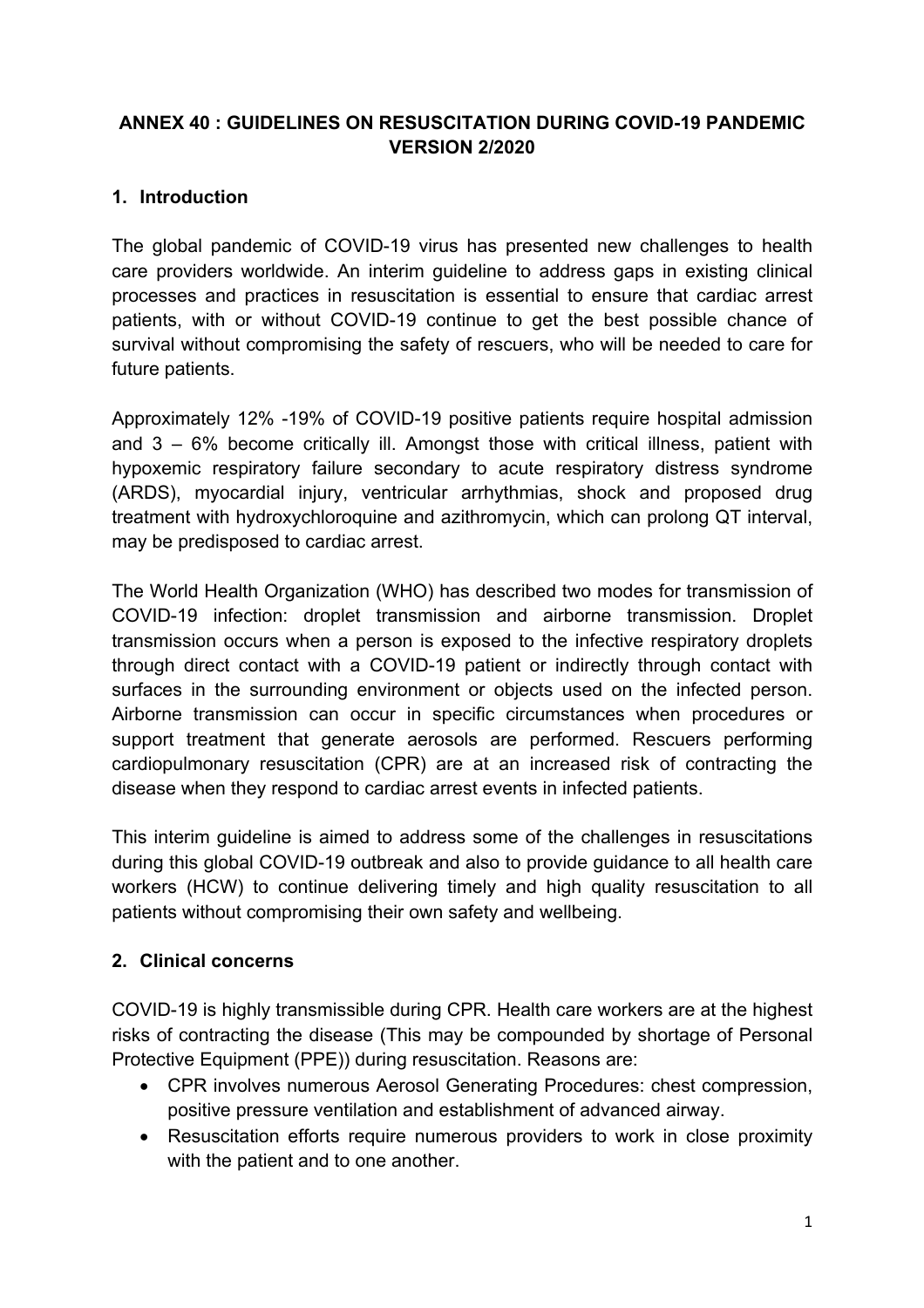# ANNEX 40 : GUIDELINES ON RESUSCITATION DURING COVID-19 PANDEMIC VERSION 2/2020

## 1. Introduction

The global pandemic of COVID-19 virus has presented new challenges to health care providers worldwide. An interim guideline to address gaps in existing clinical processes and practices in resuscitation is essential to ensure that cardiac arrest patients, with or without COVID-19 continue to get the best possible chance of survival without compromising the safety of rescuers, who will be needed to care for future patients.

Approximately 12% -19% of COVID-19 positive patients require hospital admission and 3 – 6% become critically ill. Amongst those with critical illness, patient with hypoxemic respiratory failure secondary to acute respiratory distress syndrome (ARDS), myocardial injury, ventricular arrhythmias, shock and proposed drug treatment with hydroxychloroquine and azithromycin, which can prolong QT interval, may be predisposed to cardiac arrest.

The World Health Organization (WHO) has described two modes for transmission of COVID-19 infection: droplet transmission and airborne transmission. Droplet transmission occurs when a person is exposed to the infective respiratory droplets through direct contact with a COVID-19 patient or indirectly through contact with surfaces in the surrounding environment or objects used on the infected person. Airborne transmission can occur in specific circumstances when procedures or support treatment that generate aerosols are performed. Rescuers performing cardiopulmonary resuscitation (CPR) are at an increased risk of contracting the disease when they respond to cardiac arrest events in infected patients.

This interim guideline is aimed to address some of the challenges in resuscitations during this global COVID-19 outbreak and also to provide guidance to all health care workers (HCW) to continue delivering timely and high quality resuscitation to all patients without compromising their own safety and wellbeing.

## 2. Clinical concerns

COVID-19 is highly transmissible during CPR. Health care workers are at the highest risks of contracting the disease (This may be compounded by shortage of Personal Protective Equipment (PPE)) during resuscitation. Reasons are:

- CPR involves numerous Aerosol Generating Procedures: chest compression, positive pressure ventilation and establishment of advanced airway.
- Resuscitation efforts require numerous providers to work in close proximity with the patient and to one another.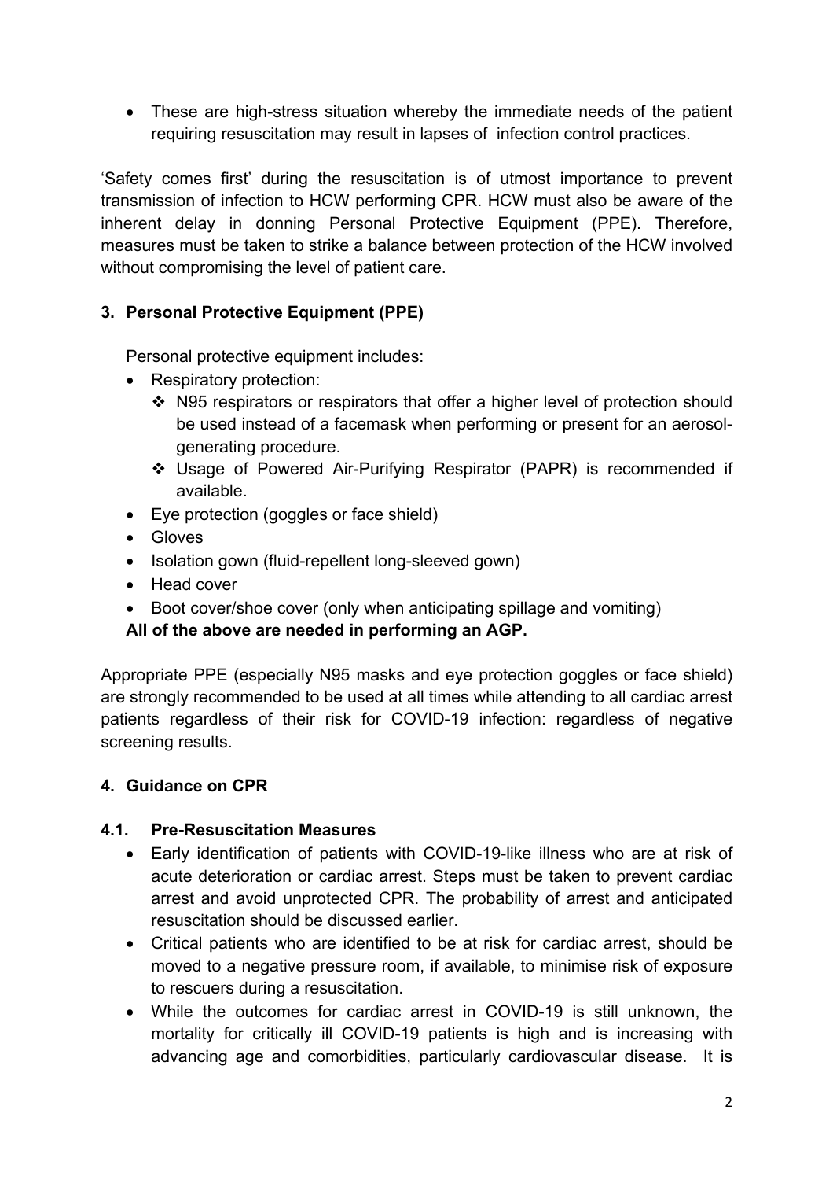- These are high-stress situation whereby the immediate needs of the patient requiring resuscitation may result in lapses of infection control practices.

'Safety comes first' during the resuscitation is of utmost importance to prevent transmission of infection to HCW performing CPR. HCW must also be aware of the inherent delay in donning Personal Protective Equipment (PPE). Therefore, measures must be taken to strike a balance between protection of the HCW involved without compromising the level of patient care.

## 3. Personal Protective Equipment (PPE)

Personal protective equipment includes:

- Respiratory protection:
  - ❖ N95 respirators or respirators that offer a higher level of protection should be used instead of a facemask when performing or present for an aerosol-generating procedure.
  - ❖ Usage of Powered Air-Purifying Respirator (PAPR) is recommended if available.
- Eye protection (goggles or face shield)
- Gloves
- Isolation gown (fluid-repellent long-sleeved gown)
- Head cover
- Boot cover/shoe cover (only when anticipating spillage and vomiting)

**All of the above are needed in performing an AGP.**

Appropriate PPE (especially N95 masks and eye protection goggles or face shield) are strongly recommended to be used at all times while attending to all cardiac arrest patients regardless of their risk for COVID-19 infection: regardless of negative screening results.

## 4. Guidance on CPR

### 4.1. Pre-Resuscitation Measures

- Early identification of patients with COVID-19-like illness who are at risk of acute deterioration or cardiac arrest. Steps must be taken to prevent cardiac arrest and avoid unprotected CPR. The probability of arrest and anticipated resuscitation should be discussed earlier.
- Critical patients who are identified to be at risk for cardiac arrest, should be moved to a negative pressure room, if available, to minimise risk of exposure to rescuers during a resuscitation.
- While the outcomes for cardiac arrest in COVID-19 is still unknown, the mortality for critically ill COVID-19 patients is high and is increasing with advancing age and comorbidities, particularly cardiovascular disease. It is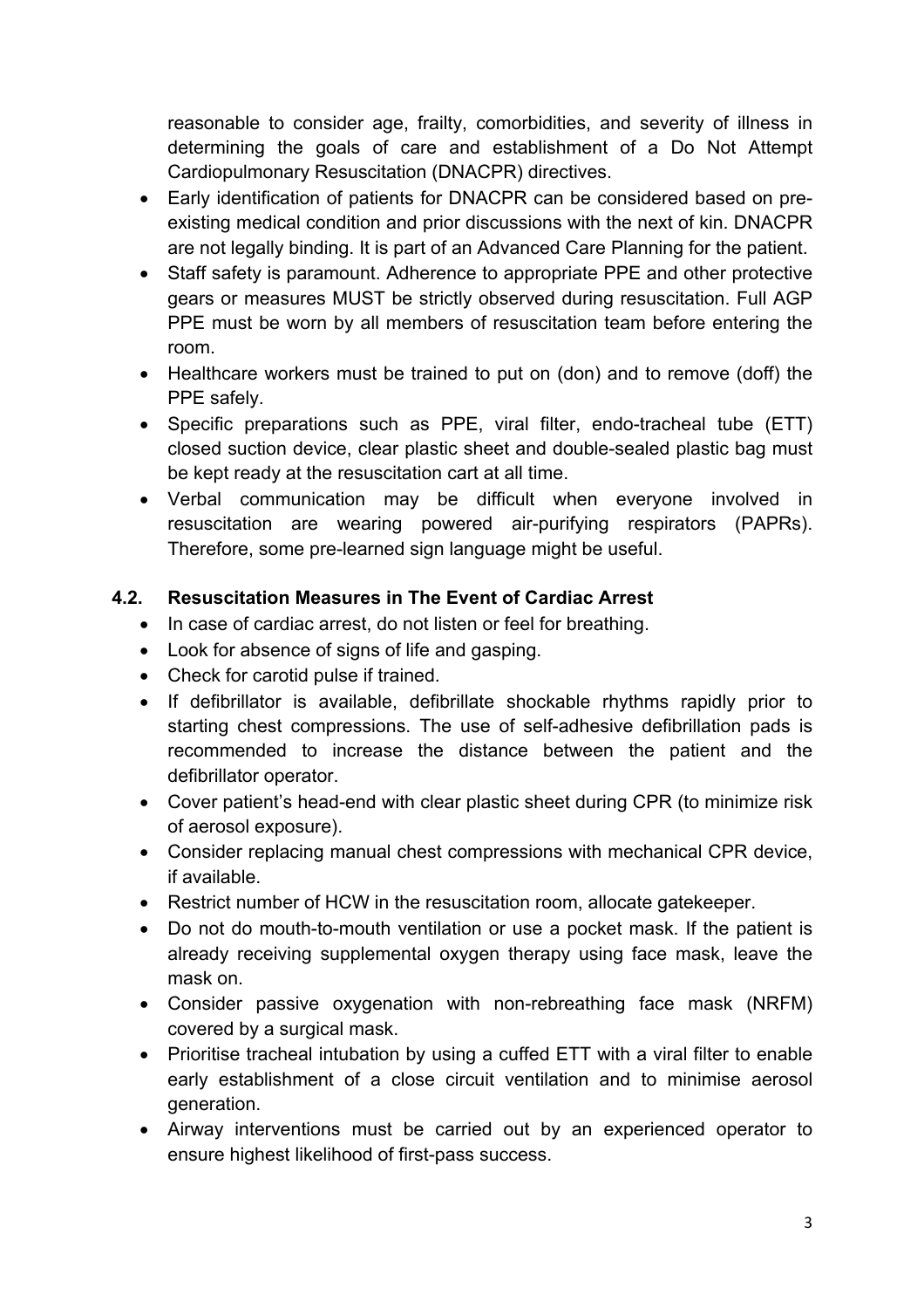reasonable to consider age, frailty, comorbidities, and severity of illness in determining the goals of care and establishment of a Do Not Attempt Cardiopulmonary Resuscitation (DNACPR) directives.

- Early identification of patients for DNACPR can be considered based on pre-existing medical condition and prior discussions with the next of kin. DNACPR are not legally binding. It is part of an Advanced Care Planning for the patient.
- Staff safety is paramount. Adherence to appropriate PPE and other protective gears or measures MUST be strictly observed during resuscitation. Full AGP PPE must be worn by all members of resuscitation team before entering the room.
- Healthcare workers must be trained to put on (don) and to remove (doff) the PPE safely.
- Specific preparations such as PPE, viral filter, endo-tracheal tube (ETT) closed suction device, clear plastic sheet and double-sealed plastic bag must be kept ready at the resuscitation cart at all time.
- Verbal communication may be difficult when everyone involved in resuscitation are wearing powered air-purifying respirators (PAPRs). Therefore, some pre-learned sign language might be useful.

### 4.2. Resuscitation Measures in The Event of Cardiac Arrest

- In case of cardiac arrest, do not listen or feel for breathing.
- Look for absence of signs of life and gasping.
- Check for carotid pulse if trained.
- If defibrillator is available, defibrillate shockable rhythms rapidly prior to starting chest compressions. The use of self-adhesive defibrillation pads is recommended to increase the distance between the patient and the defibrillator operator.
- Cover patient's head-end with clear plastic sheet during CPR (to minimize risk of aerosol exposure).
- Consider replacing manual chest compressions with mechanical CPR device, if available.
- Restrict number of HCW in the resuscitation room, allocate gatekeeper.
- Do not do mouth-to-mouth ventilation or use a pocket mask. If the patient is already receiving supplemental oxygen therapy using face mask, leave the mask on.
- Consider passive oxygenation with non-rebreathing face mask (NRFM) covered by a surgical mask.
- Prioritise tracheal intubation by using a cuffed ETT with a viral filter to enable early establishment of a close circuit ventilation and to minimise aerosol generation.
- Airway interventions must be carried out by an experienced operator to ensure highest likelihood of first-pass success.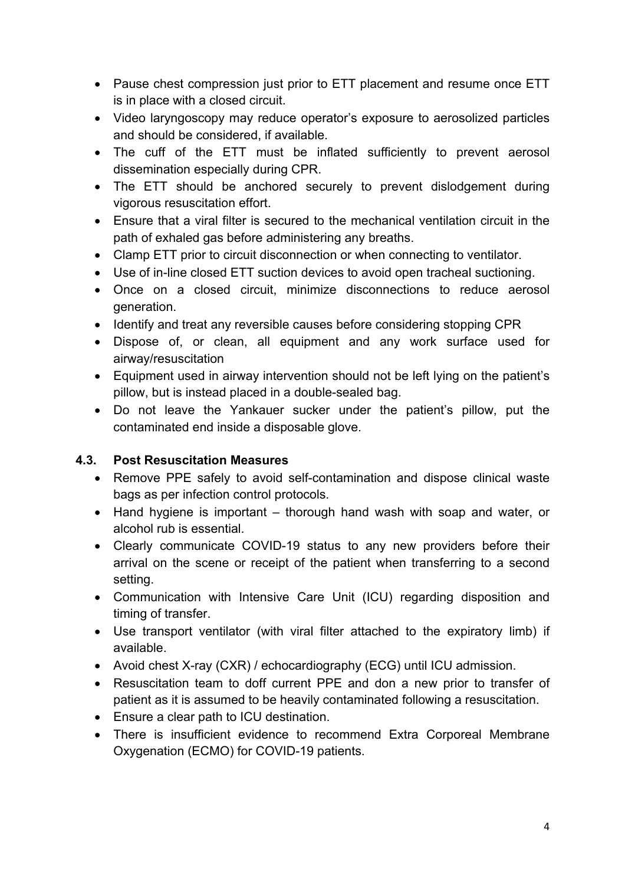- Pause chest compression just prior to ETT placement and resume once ETT is in place with a closed circuit.
- Video laryngoscopy may reduce operator's exposure to aerosolized particles and should be considered, if available.
- The cuff of the ETT must be inflated sufficiently to prevent aerosol dissemination especially during CPR.
- The ETT should be anchored securely to prevent dislodgement during vigorous resuscitation effort.
- Ensure that a viral filter is secured to the mechanical ventilation circuit in the path of exhaled gas before administering any breaths.
- Clamp ETT prior to circuit disconnection or when connecting to ventilator.
- Use of in-line closed ETT suction devices to avoid open tracheal suctioning.
- Once on a closed circuit, minimize disconnections to reduce aerosol generation.
- Identify and treat any reversible causes before considering stopping CPR
- Dispose of, or clean, all equipment and any work surface used for airway/resuscitation
- Equipment used in airway intervention should not be left lying on the patient's pillow, but is instead placed in a double-sealed bag.
- Do not leave the Yankauer sucker under the patient's pillow, put the contaminated end inside a disposable glove.

### 4.3. Post Resuscitation Measures

- Remove PPE safely to avoid self-contamination and dispose clinical waste bags as per infection control protocols.
- Hand hygiene is important – thorough hand wash with soap and water, or alcohol rub is essential.
- Clearly communicate COVID-19 status to any new providers before their arrival on the scene or receipt of the patient when transferring to a second setting.
- Communication with Intensive Care Unit (ICU) regarding disposition and timing of transfer.
- Use transport ventilator (with viral filter attached to the expiratory limb) if available.
- Avoid chest X-ray (CXR) / echocardiography (ECG) until ICU admission.
- Resuscitation team to doff current PPE and don a new prior to transfer of patient as it is assumed to be heavily contaminated following a resuscitation.
- Ensure a clear path to ICU destination.
- There is insufficient evidence to recommend Extra Corporeal Membrane Oxygenation (ECMO) for COVID-19 patients.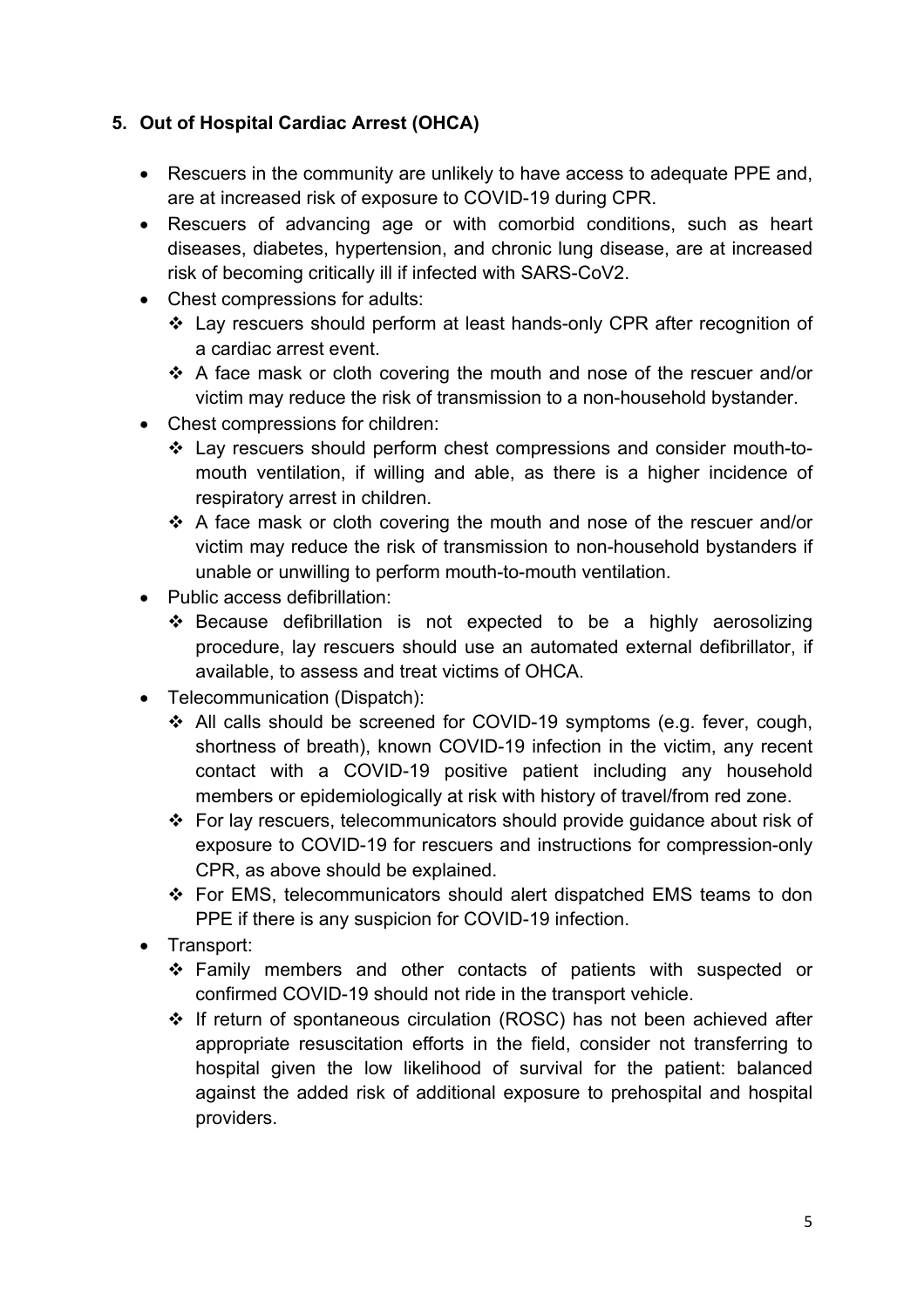## 5. Out of Hospital Cardiac Arrest (OHCA)

- Rescuers in the community are unlikely to have access to adequate PPE and, are at increased risk of exposure to COVID-19 during CPR.
- Rescuers of advancing age or with comorbid conditions, such as heart diseases, diabetes, hypertension, and chronic lung disease, are at increased risk of becoming critically ill if infected with SARS-CoV2.
- Chest compressions for adults:
    - ❖ Lay rescuers should perform at least hands-only CPR after recognition of a cardiac arrest event.
    - ❖ A face mask or cloth covering the mouth and nose of the rescuer and/or victim may reduce the risk of transmission to a non-household bystander.
- Chest compressions for children:
    - ❖ Lay rescuers should perform chest compressions and consider mouth-to-mouth ventilation, if willing and able, as there is a higher incidence of respiratory arrest in children.
    - ❖ A face mask or cloth covering the mouth and nose of the rescuer and/or victim may reduce the risk of transmission to non-household bystanders if unable or unwilling to perform mouth-to-mouth ventilation.
- Public access defibrillation:
    - ❖ Because defibrillation is not expected to be a highly aerosolizing procedure, lay rescuers should use an automated external defibrillator, if available, to assess and treat victims of OHCA.
- Telecommunication (Dispatch):
    - ❖ All calls should be screened for COVID-19 symptoms (e.g. fever, cough, shortness of breath), known COVID-19 infection in the victim, any recent contact with a COVID-19 positive patient including any household members or epidemiologically at risk with history of travel/from red zone.
    - ❖ For lay rescuers, telecommunicators should provide guidance about risk of exposure to COVID-19 for rescuers and instructions for compression-only CPR, as above should be explained.
    - ❖ For EMS, telecommunicators should alert dispatched EMS teams to don PPE if there is any suspicion for COVID-19 infection.
- Transport:
    - ❖ Family members and other contacts of patients with suspected or confirmed COVID-19 should not ride in the transport vehicle.
    - ❖ If return of spontaneous circulation (ROSC) has not been achieved after appropriate resuscitation efforts in the field, consider not transferring to hospital given the low likelihood of survival for the patient: balanced against the added risk of additional exposure to prehospital and hospital providers.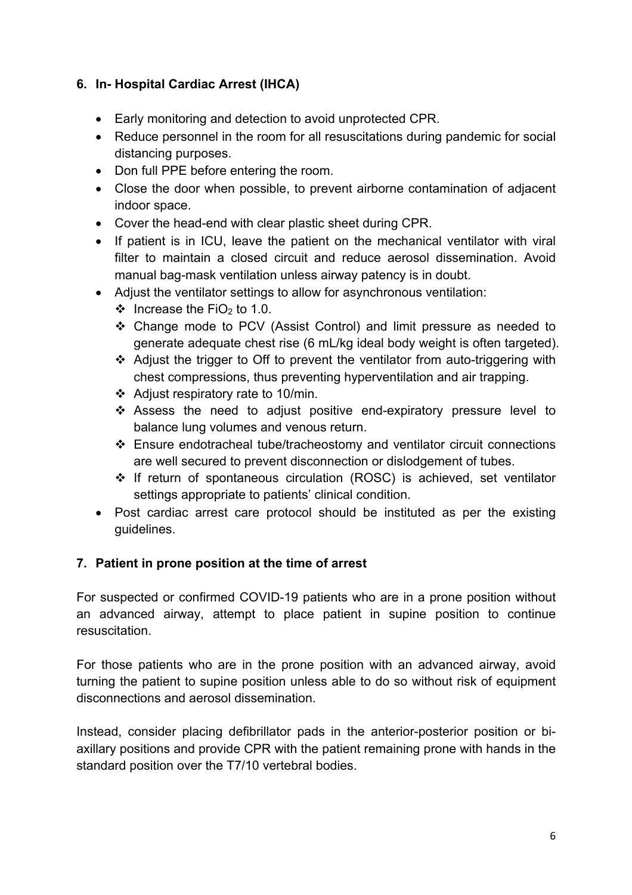## 6. In- Hospital Cardiac Arrest (IHCA)

- Early monitoring and detection to avoid unprotected CPR.
- Reduce personnel in the room for all resuscitations during pandemic for social distancing purposes.
- Don full PPE before entering the room.
- Close the door when possible, to prevent airborne contamination of adjacent indoor space.
- Cover the head-end with clear plastic sheet during CPR.
- If patient is in ICU, leave the patient on the mechanical ventilator with viral filter to maintain a closed circuit and reduce aerosol dissemination. Avoid manual bag-mask ventilation unless airway patency is in doubt.
- Adjust the ventilator settings to allow for asynchronous ventilation:
  - Increase the $FiO_2$ to 1.0.
  - Change mode to PCV (Assist Control) and limit pressure as needed to generate adequate chest rise (6 mL/kg ideal body weight is often targeted).
  - Adjust the trigger to Off to prevent the ventilator from auto-triggering with chest compressions, thus preventing hyperventilation and air trapping.
  - Adjust respiratory rate to 10/min.
  - Assess the need to adjust positive end-expiratory pressure level to balance lung volumes and venous return.
  - Ensure endotracheal tube/tracheostomy and ventilator circuit connections are well secured to prevent disconnection or dislodgement of tubes.
  - If return of spontaneous circulation (ROSC) is achieved, set ventilator settings appropriate to patients' clinical condition.
- Post cardiac arrest care protocol should be instituted as per the existing guidelines.

## 7. Patient in prone position at the time of arrest

For suspected or confirmed COVID-19 patients who are in a prone position without an advanced airway, attempt to place patient in supine position to continue resuscitation.

For those patients who are in the prone position with an advanced airway, avoid turning the patient to supine position unless able to do so without risk of equipment disconnections and aerosol dissemination.

Instead, consider placing defibrillator pads in the anterior-posterior position or bi-axillary positions and provide CPR with the patient remaining prone with hands in the standard position over the T7/10 vertebral bodies.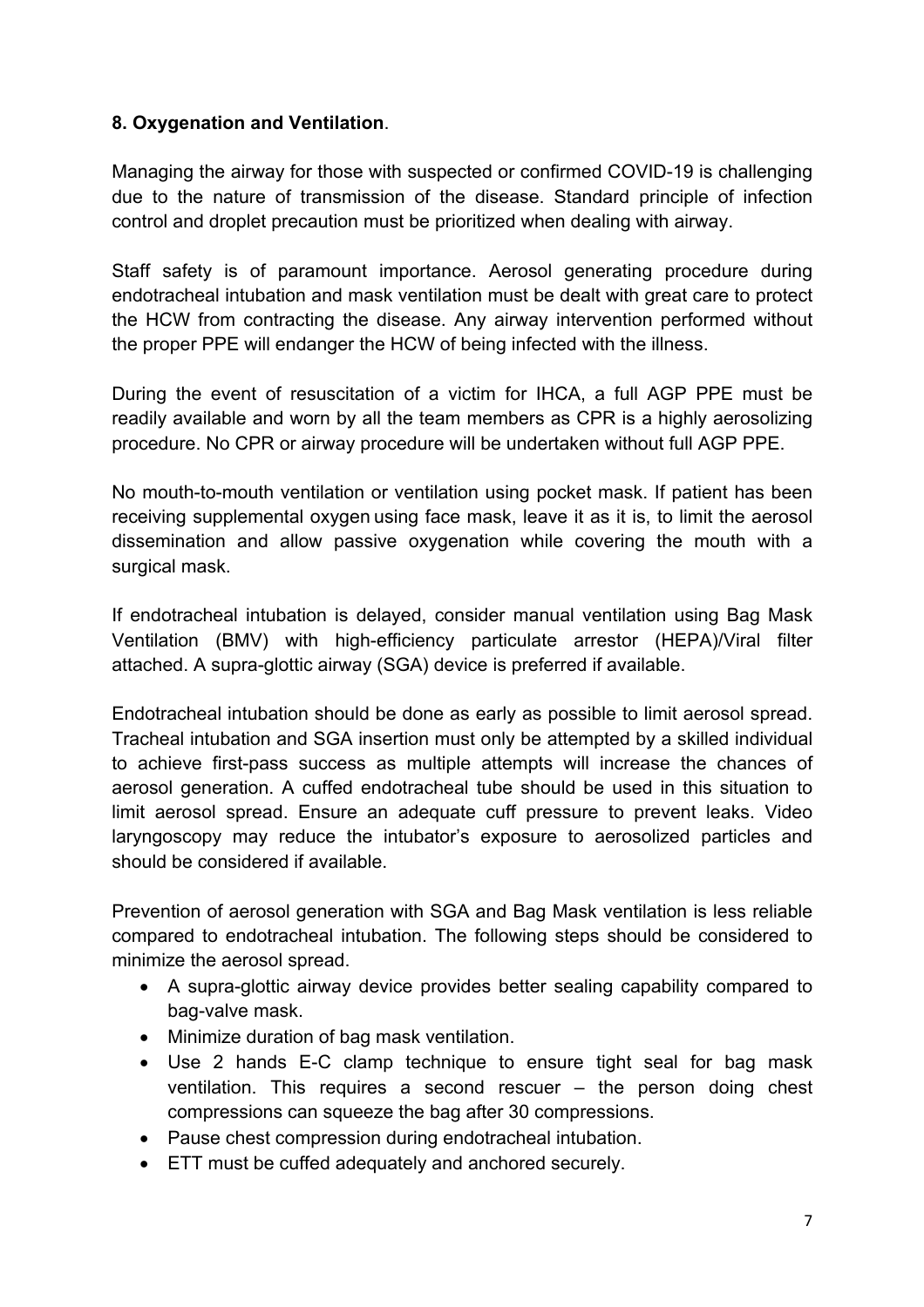**8. Oxygenation and Ventilation**.

Managing the airway for those with suspected or confirmed COVID-19 is challenging due to the nature of transmission of the disease. Standard principle of infection control and droplet precaution must be prioritized when dealing with airway.

Staff safety is of paramount importance. Aerosol generating procedure during endotracheal intubation and mask ventilation must be dealt with great care to protect the HCW from contracting the disease. Any airway intervention performed without the proper PPE will endanger the HCW of being infected with the illness.

During the event of resuscitation of a victim for IHCA, a full AGP PPE must be readily available and worn by all the team members as CPR is a highly aerosolizing procedure. No CPR or airway procedure will be undertaken without full AGP PPE.

No mouth-to-mouth ventilation or ventilation using pocket mask. If patient has been receiving supplemental oxygen using face mask, leave it as it is, to limit the aerosol dissemination and allow passive oxygenation while covering the mouth with a surgical mask.

If endotracheal intubation is delayed, consider manual ventilation using Bag Mask Ventilation (BMV) with high-efficiency particulate arrestor (HEPA)/Viral filter attached. A supra-glottic airway (SGA) device is preferred if available.

Endotracheal intubation should be done as early as possible to limit aerosol spread. Tracheal intubation and SGA insertion must only be attempted by a skilled individual to achieve first-pass success as multiple attempts will increase the chances of aerosol generation. A cuffed endotracheal tube should be used in this situation to limit aerosol spread. Ensure an adequate cuff pressure to prevent leaks. Video laryngoscopy may reduce the intubator's exposure to aerosolized particles and should be considered if available.

Prevention of aerosol generation with SGA and Bag Mask ventilation is less reliable compared to endotracheal intubation. The following steps should be considered to minimize the aerosol spread.

- A supra-glottic airway device provides better sealing capability compared to bag-valve mask.
- Minimize duration of bag mask ventilation.
- Use 2 hands E-C clamp technique to ensure tight seal for bag mask ventilation. This requires a second rescuer – the person doing chest compressions can squeeze the bag after 30 compressions.
- Pause chest compression during endotracheal intubation.
- ETT must be cuffed adequately and anchored securely.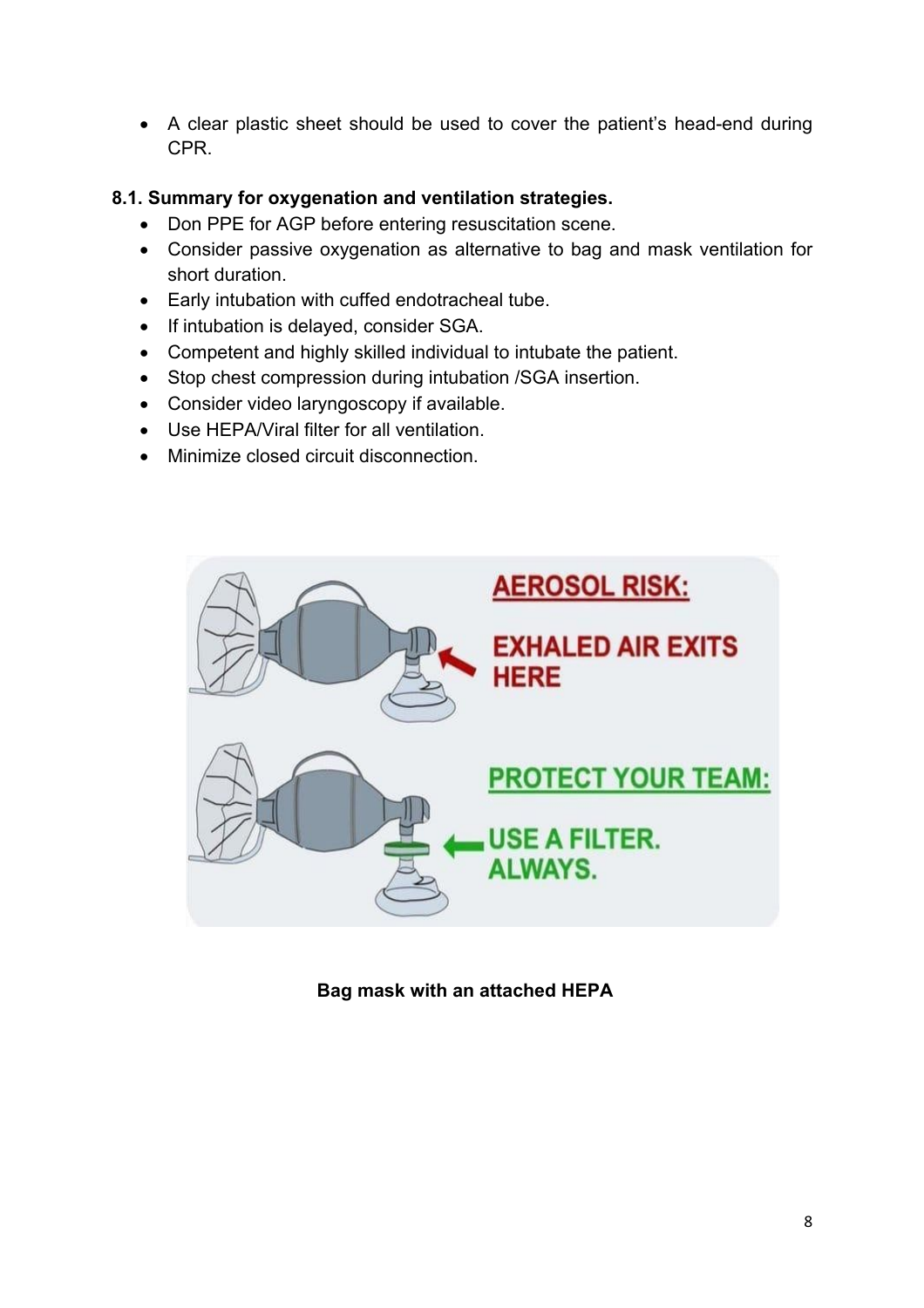- A clear plastic sheet should be used to cover the patient's head-end during CPR.

### 8.1. Summary for oxygenation and ventilation strategies.

- Don PPE for AGP before entering resuscitation scene.
- Consider passive oxygenation as alternative to bag and mask ventilation for short duration.
- Early intubation with cuffed endotracheal tube.
- If intubation is delayed, consider SGA.
- Competent and highly skilled individual to intubate the patient.
- Stop chest compression during intubation /SGA insertion.
- Consider video laryngoscopy if available.
- Use HEPA/Viral filter for all ventilation.
- Minimize closed circuit disconnection.

AEROSOL RISK:

EXHALED AIR EXITS HERE

PROTECT YOUR TEAM:

USE A FILTER. ALWAYS.

**Bag mask with an attached HEPA**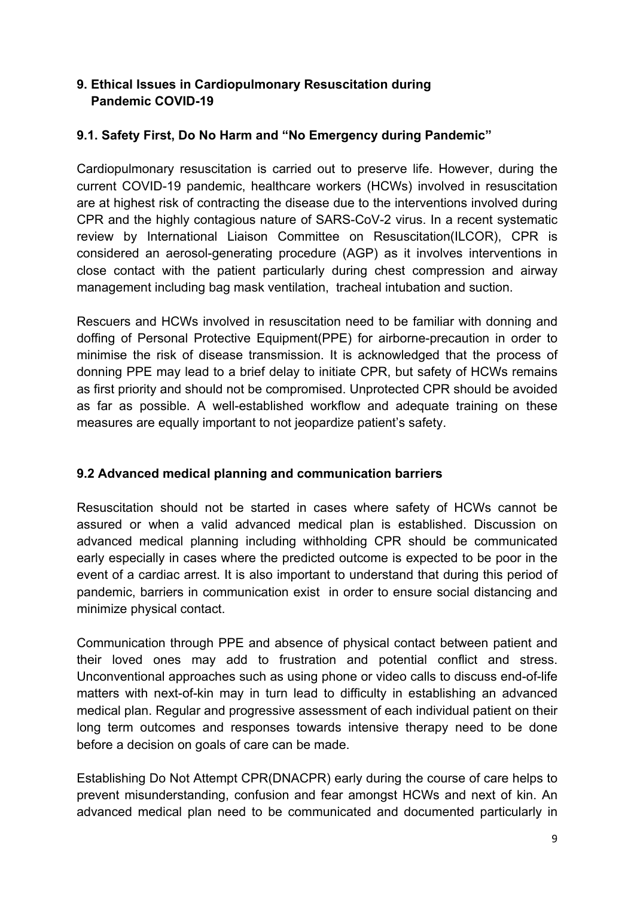## 9. Ethical Issues in Cardiopulmonary Resuscitation during Pandemic COVID-19

### 9.1. Safety First, Do No Harm and "No Emergency during Pandemic"

Cardiopulmonary resuscitation is carried out to preserve life. However, during the current COVID-19 pandemic, healthcare workers (HCWs) involved in resuscitation are at highest risk of contracting the disease due to the interventions involved during CPR and the highly contagious nature of SARS-CoV-2 virus. In a recent systematic review by International Liaison Committee on Resuscitation(ILCOR), CPR is considered an aerosol-generating procedure (AGP) as it involves interventions in close contact with the patient particularly during chest compression and airway management including bag mask ventilation, tracheal intubation and suction.

Rescuers and HCWs involved in resuscitation need to be familiar with donning and doffing of Personal Protective Equipment(PPE) for airborne-precaution in order to minimise the risk of disease transmission. It is acknowledged that the process of donning PPE may lead to a brief delay to initiate CPR, but safety of HCWs remains as first priority and should not be compromised. Unprotected CPR should be avoided as far as possible. A well-established workflow and adequate training on these measures are equally important to not jeopardize patient's safety.

### 9.2 Advanced medical planning and communication barriers

Resuscitation should not be started in cases where safety of HCWs cannot be assured or when a valid advanced medical plan is established. Discussion on advanced medical planning including withholding CPR should be communicated early especially in cases where the predicted outcome is expected to be poor in the event of a cardiac arrest. It is also important to understand that during this period of pandemic, barriers in communication exist in order to ensure social distancing and minimize physical contact.

Communication through PPE and absence of physical contact between patient and their loved ones may add to frustration and potential conflict and stress. Unconventional approaches such as using phone or video calls to discuss end-of-life matters with next-of-kin may in turn lead to difficulty in establishing an advanced medical plan. Regular and progressive assessment of each individual patient on their long term outcomes and responses towards intensive therapy need to be done before a decision on goals of care can be made.

Establishing Do Not Attempt CPR(DNACPR) early during the course of care helps to prevent misunderstanding, confusion and fear amongst HCWs and next of kin. An advanced medical plan need to be communicated and documented particularly in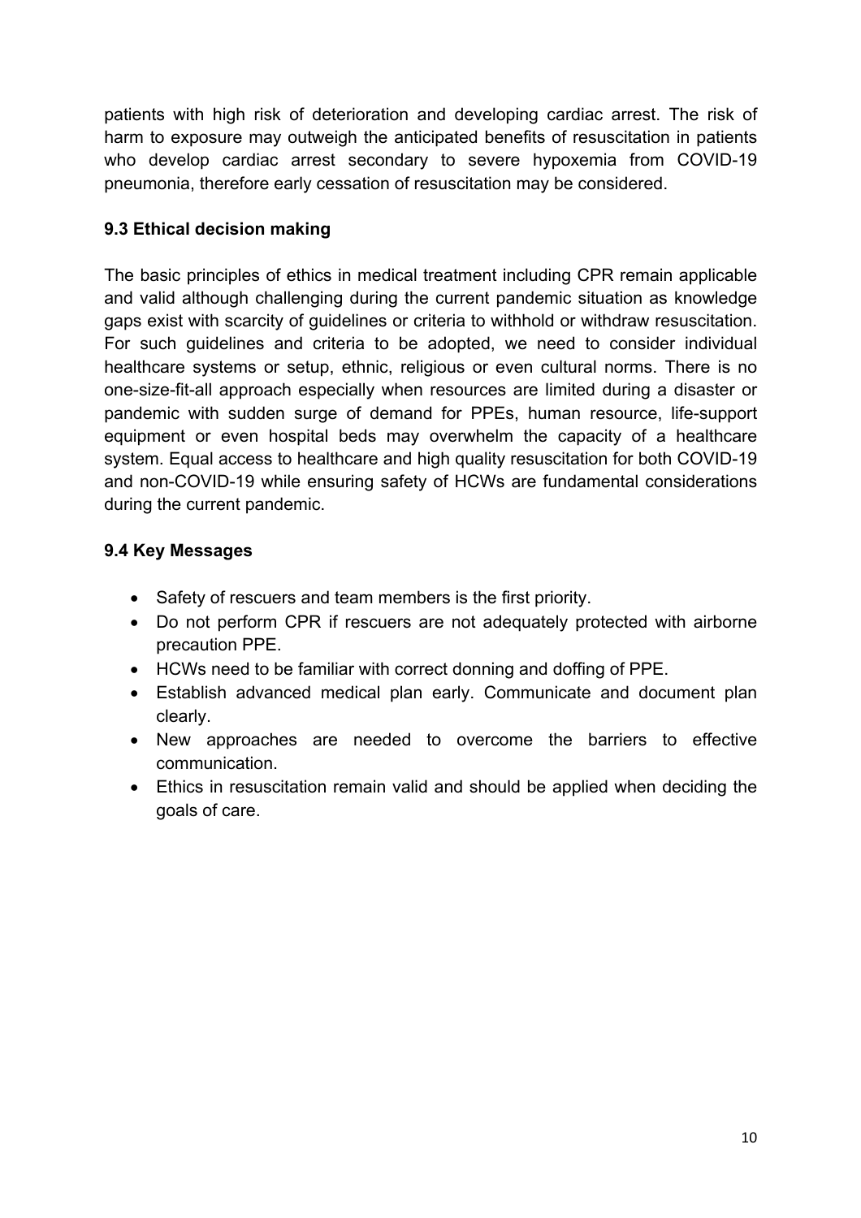patients with high risk of deterioration and developing cardiac arrest. The risk of harm to exposure may outweigh the anticipated benefits of resuscitation in patients who develop cardiac arrest secondary to severe hypoxemia from COVID-19 pneumonia, therefore early cessation of resuscitation may be considered.

### 9.3 Ethical decision making

The basic principles of ethics in medical treatment including CPR remain applicable and valid although challenging during the current pandemic situation as knowledge gaps exist with scarcity of guidelines or criteria to withhold or withdraw resuscitation. For such guidelines and criteria to be adopted, we need to consider individual healthcare systems or setup, ethnic, religious or even cultural norms. There is no one-size-fit-all approach especially when resources are limited during a disaster or pandemic with sudden surge of demand for PPEs, human resource, life-support equipment or even hospital beds may overwhelm the capacity of a healthcare system. Equal access to healthcare and high quality resuscitation for both COVID-19 and non-COVID-19 while ensuring safety of HCWs are fundamental considerations during the current pandemic.

### 9.4 Key Messages

- Safety of rescuers and team members is the first priority.
- Do not perform CPR if rescuers are not adequately protected with airborne precaution PPE.
- HCWs need to be familiar with correct donning and doffing of PPE.
- Establish advanced medical plan early. Communicate and document plan clearly.
- New approaches are needed to overcome the barriers to effective communication.
- Ethics in resuscitation remain valid and should be applied when deciding the goals of care.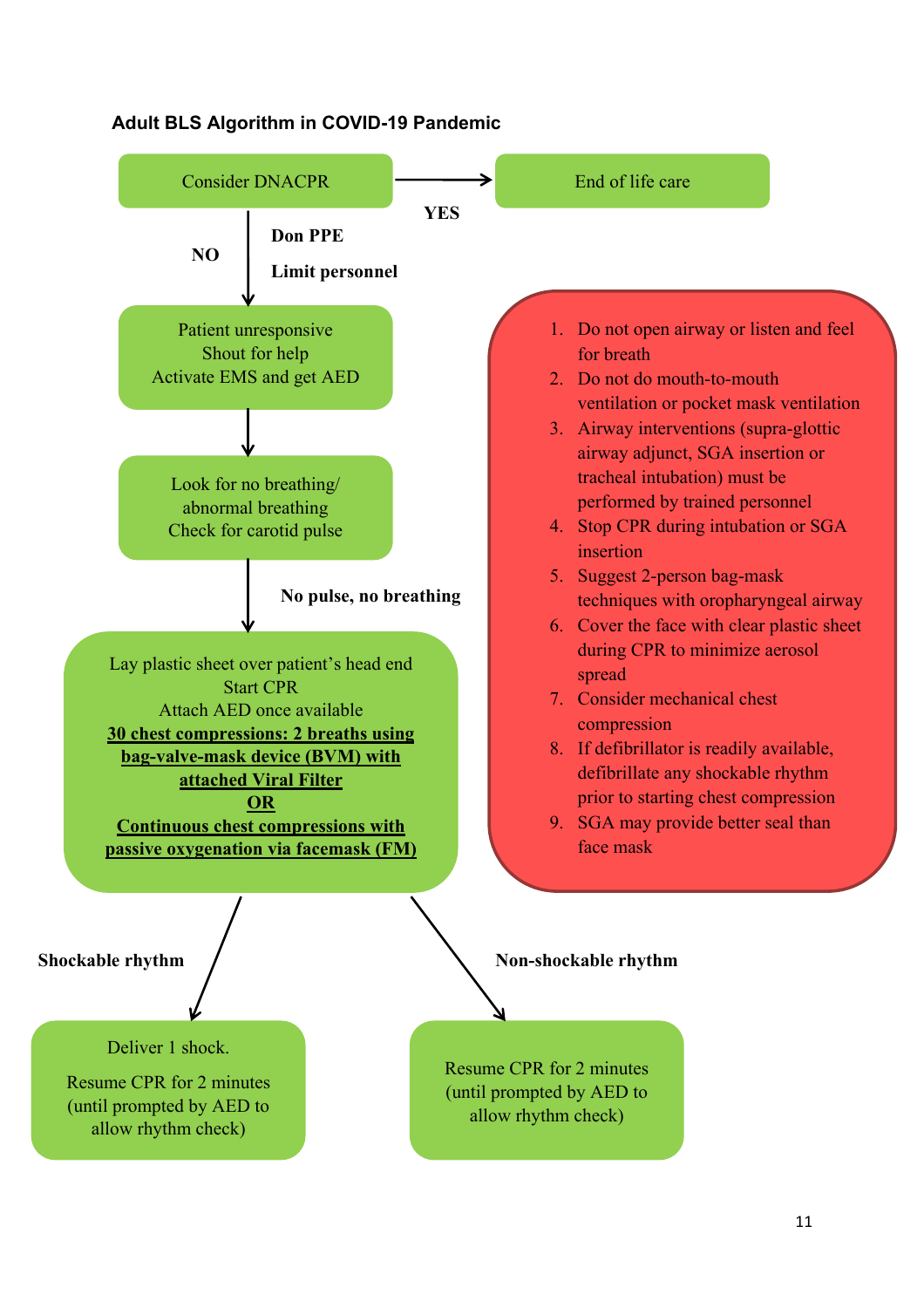**Adult BLS Algorithm in COVID-19 Pandemic**

Consider DNACPR

→ **YES** → End of life care

↓ **NO**

**Don PPE**

**Limit personnel**

Patient unresponsive
Shout for help
Activate EMS and get AED

↓

Look for no breathing/
abnormal breathing
Check for carotid pulse

↓ **No pulse, no breathing**

Lay plastic sheet over patient's head end
Start CPR
Attach AED once available
**30 chest compressions: 2 breaths using bag-valve-mask device (BVM) with attached Viral Filter**
**OR**
**Continuous chest compressions with passive oxygenation via facemask (FM)**

**Shockable rhythm** →

Deliver 1 shock.

Resume CPR for 2 minutes (until prompted by AED to allow rhythm check)

**Non-shockable rhythm** →

Resume CPR for 2 minutes (until prompted by AED to allow rhythm check)

1. Do not open airway or listen and feel for breath
2. Do not do mouth-to-mouth ventilation or pocket mask ventilation
3. Airway interventions (supra-glottic airway adjunct, SGA insertion or tracheal intubation) must be performed by trained personnel
4. Stop CPR during intubation or SGA insertion
5. Suggest 2-person bag-mask techniques with oropharyngeal airway
6. Cover the face with clear plastic sheet during CPR to minimize aerosol spread
7. Consider mechanical chest compression
8. If defibrillator is readily available, defibrillate any shockable rhythm prior to starting chest compression
9. SGA may provide better seal than face mask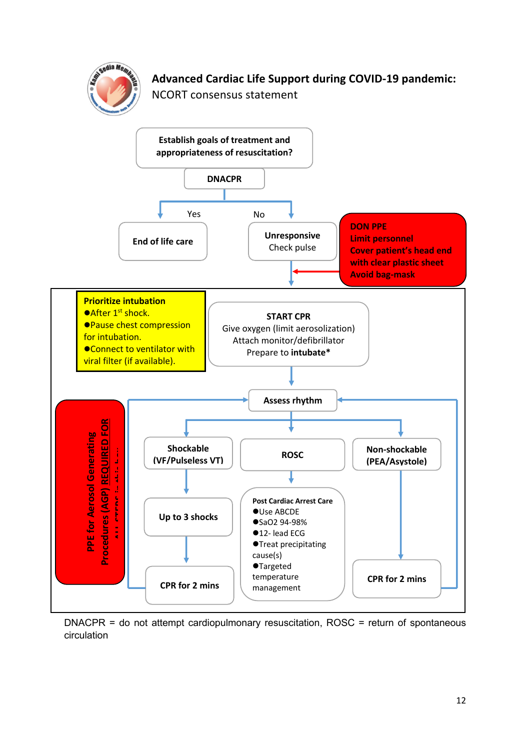## Advanced Cardiac Life Support during COVID-19 pandemic:

NCORT consensus statement

**Establish goals of treatment and appropriateness of resuscitation?**

**DNACPR**

Yes → **End of life care**

No → **Unresponsive** Check pulse

**DON PPE**
**Limit personnel**
**Cover patient's head end with clear plastic sheet**
**Avoid bag-mask**

**Prioritize intubation**
- After 1st shock.
- Pause chest compression for intubation.
- Connect to ventilator with viral filter (if available).

**START CPR**
Give oxygen (limit aerosolization)
Attach monitor/defibrillator
Prepare to **intubate***

**Assess rhythm**

**PPE for Aerosol Generating Procedures (AGP) REQUIRED FOR ALL STEPS in this box**

**Shockable (VF/Pulseless VT)** → **Up to 3 shocks** → **CPR for 2 mins** → Assess rhythm

**ROSC** →

**Post Cardiac Arrest Care**
- Use ABCDE
- SaO2 94-98%
- 12- lead ECG
- Treat precipitating cause(s)
- Targeted temperature management

**Non-shockable (PEA/Asystole)** → **CPR for 2 mins** → Assess rhythm

DNACPR = do not attempt cardiopulmonary resuscitation, ROSC = return of spontaneous circulation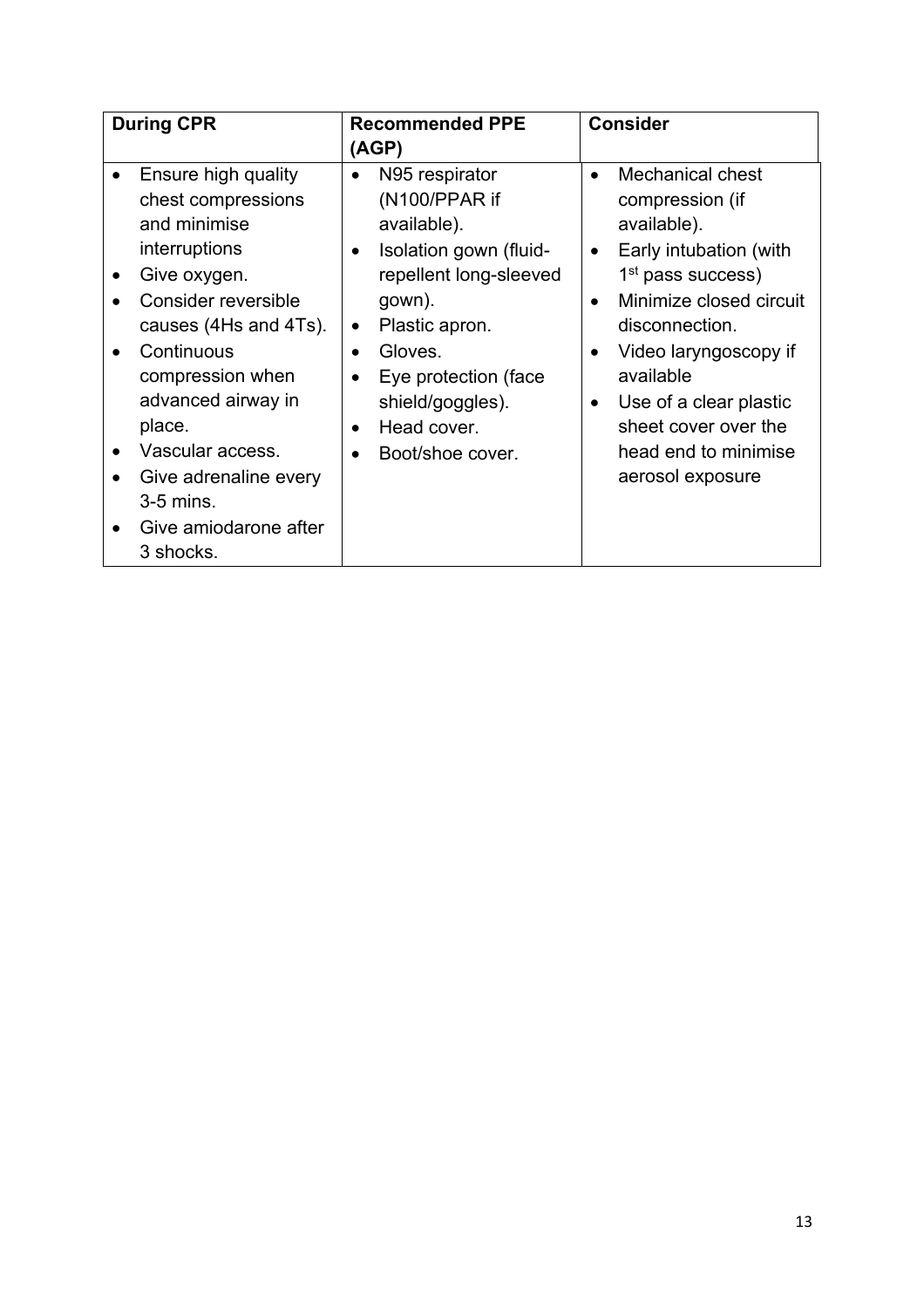| During CPR | Recommended PPE (AGP) | Consider |
|---|---|---|
| • Ensure high quality chest compressions and minimise interruptions<br>• Give oxygen.<br>• Consider reversible causes (4Hs and 4Ts).<br>• Continuous compression when advanced airway in place.<br>• Vascular access.<br>• Give adrenaline every 3-5 mins.<br>• Give amiodarone after 3 shocks. | • N95 respirator (N100/PPAR if available).<br>• Isolation gown (fluid-repellent long-sleeved gown).<br>• Plastic apron.<br>• Gloves.<br>• Eye protection (face shield/goggles).<br>• Head cover.<br>• Boot/shoe cover. | • Mechanical chest compression (if available).<br>• Early intubation (with 1st pass success)<br>• Minimize closed circuit disconnection.<br>• Video laryngoscopy if available<br>• Use of a clear plastic sheet cover over the head end to minimise aerosol exposure |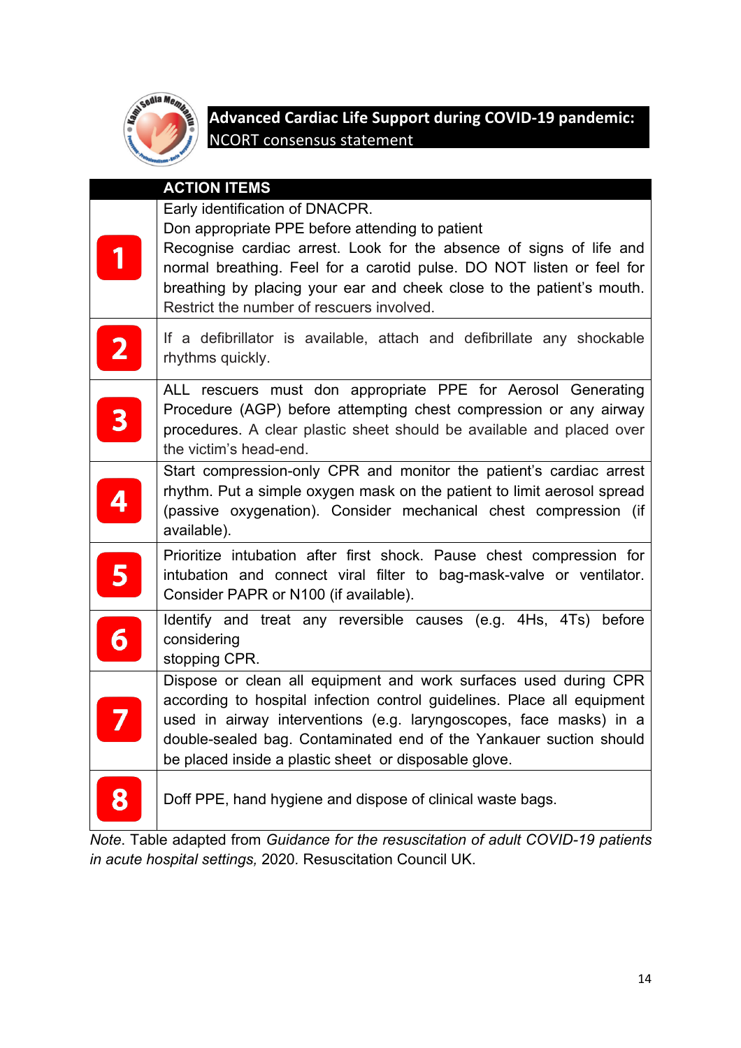## Advanced Cardiac Life Support during COVID-19 pandemic: NCORT consensus statement

| | ACTION ITEMS |
|---|---|
| 1 | Early identification of DNACPR.<br>Don appropriate PPE before attending to patient<br>Recognise cardiac arrest. Look for the absence of signs of life and normal breathing. Feel for a carotid pulse. DO NOT listen or feel for breathing by placing your ear and cheek close to the patient's mouth. Restrict the number of rescuers involved. |
| 2 | If a defibrillator is available, attach and defibrillate any shockable rhythms quickly. |
| 3 | ALL rescuers must don appropriate PPE for Aerosol Generating Procedure (AGP) before attempting chest compression or any airway procedures. A clear plastic sheet should be available and placed over the victim's head-end. |
| 4 | Start compression-only CPR and monitor the patient's cardiac arrest rhythm. Put a simple oxygen mask on the patient to limit aerosol spread (passive oxygenation). Consider mechanical chest compression (if available). |
| 5 | Prioritize intubation after first shock. Pause chest compression for intubation and connect viral filter to bag-mask-valve or ventilator. Consider PAPR or N100 (if available). |
| 6 | Identify and treat any reversible causes (e.g. 4Hs, 4Ts) before considering<br>stopping CPR. |
| 7 | Dispose or clean all equipment and work surfaces used during CPR according to hospital infection control guidelines. Place all equipment used in airway interventions (e.g. laryngoscopes, face masks) in a double-sealed bag. Contaminated end of the Yankauer suction should be placed inside a plastic sheet or disposable glove. |
| 8 | Doff PPE, hand hygiene and dispose of clinical waste bags. |

*Note*. Table adapted from *Guidance for the resuscitation of adult COVID-19 patients in acute hospital settings,* 2020. Resuscitation Council UK.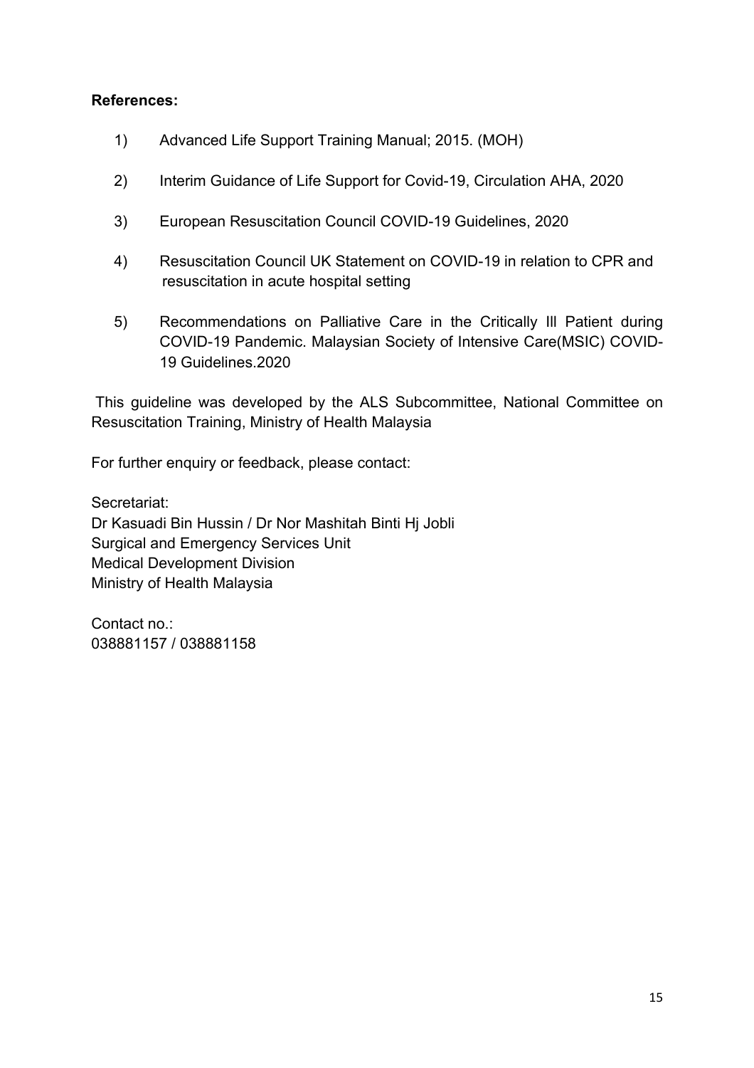**References:**

1) Advanced Life Support Training Manual; 2015. (MOH)

2) Interim Guidance of Life Support for Covid-19, Circulation AHA, 2020

3) European Resuscitation Council COVID-19 Guidelines, 2020

4) Resuscitation Council UK Statement on COVID-19 in relation to CPR and resuscitation in acute hospital setting

5) Recommendations on Palliative Care in the Critically Ill Patient during COVID-19 Pandemic. Malaysian Society of Intensive Care(MSIC) COVID-19 Guidelines.2020

This guideline was developed by the ALS Subcommittee, National Committee on Resuscitation Training, Ministry of Health Malaysia

For further enquiry or feedback, please contact:

Secretariat:
Dr Kasuadi Bin Hussin / Dr Nor Mashitah Binti Hj Jobli
Surgical and Emergency Services Unit
Medical Development Division
Ministry of Health Malaysia

Contact no.:
038881157 / 038881158